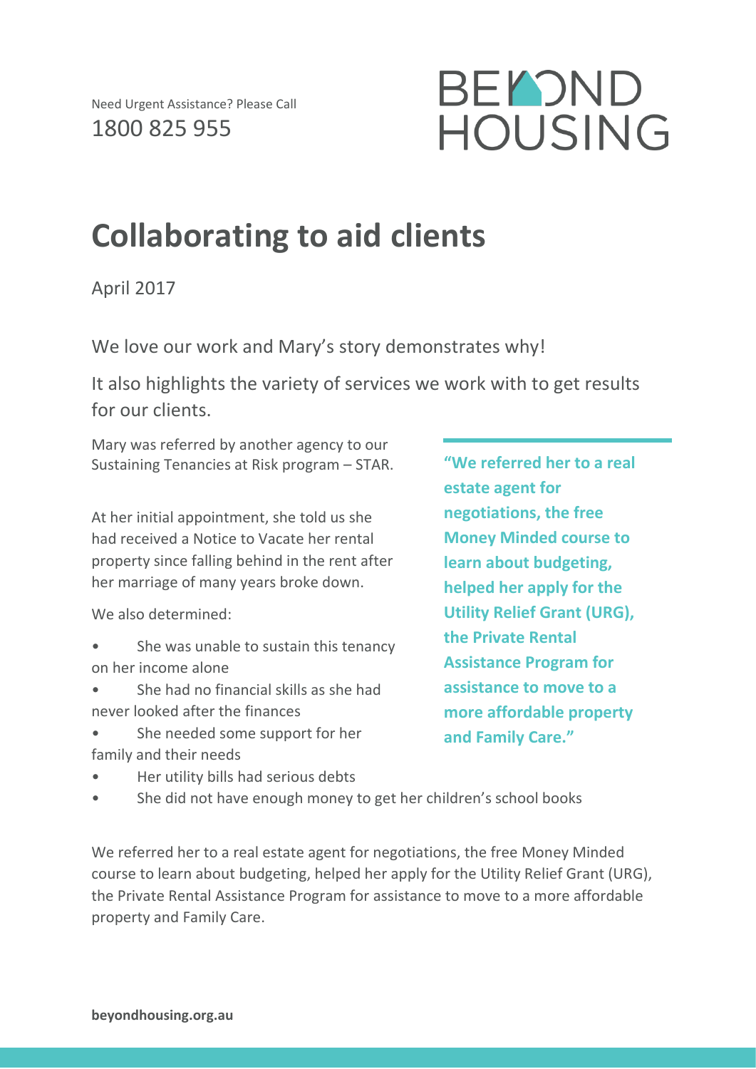Need Urgent Assistance? Please Call
1800 825 955

BEYOND HOUSING

# Collaborating to aid clients

April 2017

We love our work and Mary's story demonstrates why!

It also highlights the variety of services we work with to get results for our clients.

Mary was referred by another agency to our Sustaining Tenancies at Risk program – STAR.

At her initial appointment, she told us she had received a Notice to Vacate her rental property since falling behind in the rent after her marriage of many years broke down.

We also determined:

- She was unable to sustain this tenancy on her income alone
- She had no financial skills as she had never looked after the finances
- She needed some support for her family and their needs
- Her utility bills had serious debts
- She did not have enough money to get her children's school books

**"We referred her to a real estate agent for negotiations, the free Money Minded course to learn about budgeting, helped her apply for the Utility Relief Grant (URG), the Private Rental Assistance Program for assistance to move to a more affordable property and Family Care."**

We referred her to a real estate agent for negotiations, the free Money Minded course to learn about budgeting, helped her apply for the Utility Relief Grant (URG), the Private Rental Assistance Program for assistance to move to a more affordable property and Family Care.

**beyondhousing.org.au**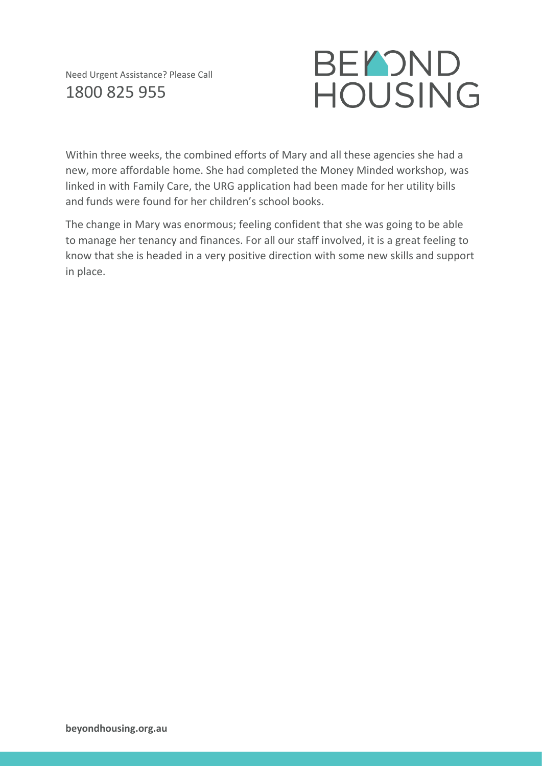Within three weeks, the combined efforts of Mary and all these agencies she had a new, more affordable home. She had completed the Money Minded workshop, was linked in with Family Care, the URG application had been made for her utility bills and funds were found for her children's school books.

The change in Mary was enormous; feeling confident that she was going to be able to manage her tenancy and finances. For all our staff involved, it is a great feeling to know that she is headed in a very positive direction with some new skills and support in place.